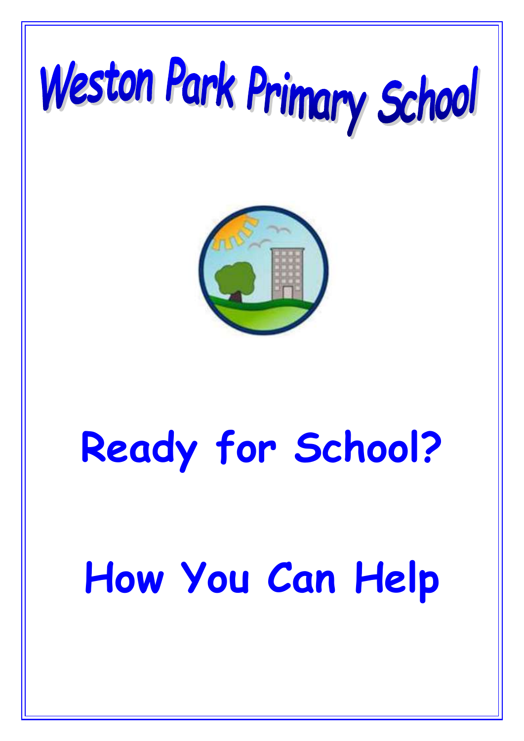# Weston Park Primary School

# Ready for School?

# How You Can Help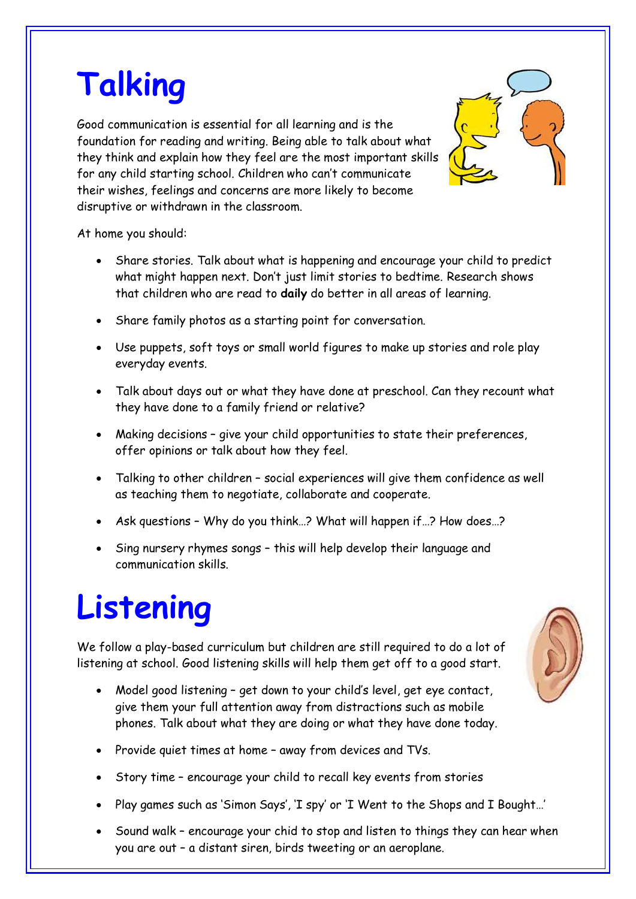# Talking

Good communication is essential for all learning and is the foundation for reading and writing. Being able to talk about what they think and explain how they feel are the most important skills for any child starting school. Children who can't communicate their wishes, feelings and concerns are more likely to become disruptive or withdrawn in the classroom.

At home you should:

- Share stories. Talk about what is happening and encourage your child to predict what might happen next. Don't just limit stories to bedtime. Research shows that children who are read to **daily** do better in all areas of learning.
- Share family photos as a starting point for conversation.
- Use puppets, soft toys or small world figures to make up stories and role play everyday events.
- Talk about days out or what they have done at preschool. Can they recount what they have done to a family friend or relative?
- Making decisions – give your child opportunities to state their preferences, offer opinions or talk about how they feel.
- Talking to other children – social experiences will give them confidence as well as teaching them to negotiate, collaborate and cooperate.
- Ask questions – Why do you think…? What will happen if…? How does…?
- Sing nursery rhymes songs – this will help develop their language and communication skills.

# Listening

We follow a play-based curriculum but children are still required to do a lot of listening at school. Good listening skills will help them get off to a good start.

- Model good listening – get down to your child's level, get eye contact, give them your full attention away from distractions such as mobile phones. Talk about what they are doing or what they have done today.
- Provide quiet times at home – away from devices and TVs.
- Story time – encourage your child to recall key events from stories
- Play games such as 'Simon Says', 'I spy' or 'I Went to the Shops and I Bought…'
- Sound walk – encourage your chid to stop and listen to things they can hear when you are out – a distant siren, birds tweeting or an aeroplane.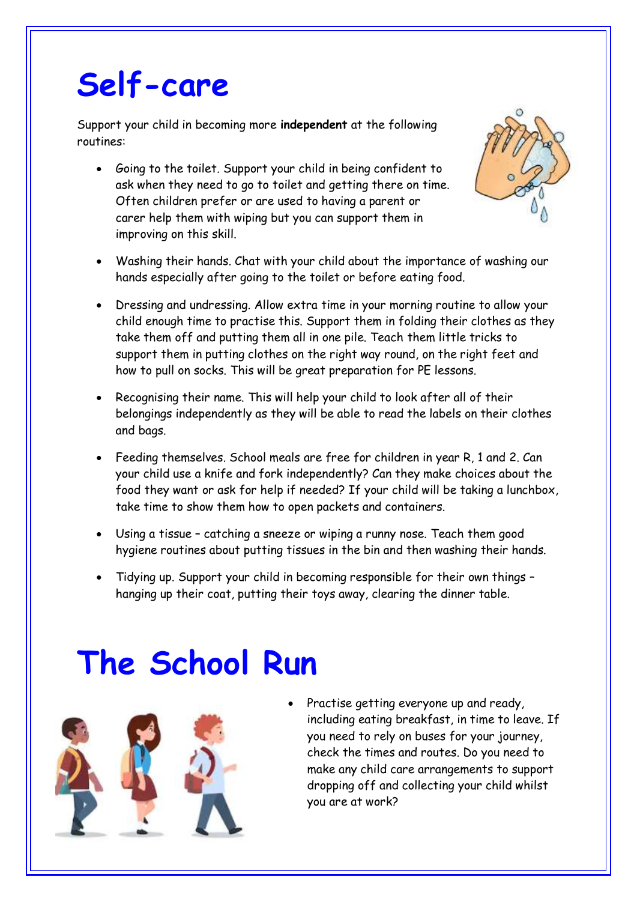# Self-care

Support your child in becoming more **independent** at the following routines:

- Going to the toilet. Support your child in being confident to ask when they need to go to toilet and getting there on time. Often children prefer or are used to having a parent or carer help them with wiping but you can support them in improving on this skill.
- Washing their hands. Chat with your child about the importance of washing our hands especially after going to the toilet or before eating food.
- Dressing and undressing. Allow extra time in your morning routine to allow your child enough time to practise this. Support them in folding their clothes as they take them off and putting them all in one pile. Teach them little tricks to support them in putting clothes on the right way round, on the right feet and how to pull on socks. This will be great preparation for PE lessons.
- Recognising their name. This will help your child to look after all of their belongings independently as they will be able to read the labels on their clothes and bags.
- Feeding themselves. School meals are free for children in year R, 1 and 2. Can your child use a knife and fork independently? Can they make choices about the food they want or ask for help if needed? If your child will be taking a lunchbox, take time to show them how to open packets and containers.
- Using a tissue – catching a sneeze or wiping a runny nose. Teach them good hygiene routines about putting tissues in the bin and then washing their hands.
- Tidying up. Support your child in becoming responsible for their own things – hanging up their coat, putting their toys away, clearing the dinner table.

# The School Run

- Practise getting everyone up and ready, including eating breakfast, in time to leave. If you need to rely on buses for your journey, check the times and routes. Do you need to make any child care arrangements to support dropping off and collecting your child whilst you are at work?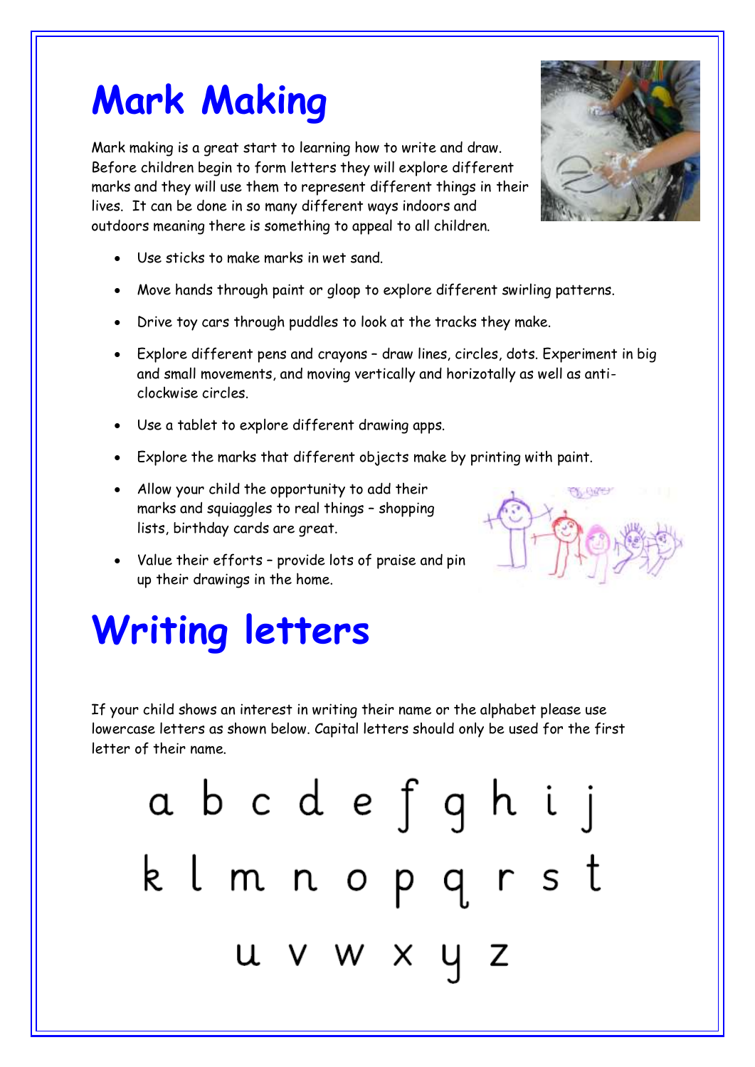# Mark Making

Mark making is a great start to learning how to write and draw. Before children begin to form letters they will explore different marks and they will use them to represent different things in their lives. It can be done in so many different ways indoors and outdoors meaning there is something to appeal to all children.

- Use sticks to make marks in wet sand.
- Move hands through paint or gloop to explore different swirling patterns.
- Drive toy cars through puddles to look at the tracks they make.
- Explore different pens and crayons – draw lines, circles, dots. Experiment in big and small movements, and moving vertically and horizotally as well as anti-clockwise circles.
- Use a tablet to explore different drawing apps.
- Explore the marks that different objects make by printing with paint.
- Allow your child the opportunity to add their marks and squiaggles to real things – shopping lists, birthday cards are great.
- Value their efforts – provide lots of praise and pin up their drawings in the home.

# Writing letters

If your child shows an interest in writing their name or the alphabet please use lowercase letters as shown below. Capital letters should only be used for the first letter of their name.

a b c d e f g h i j

k l m n o p q r s t

u v w x y z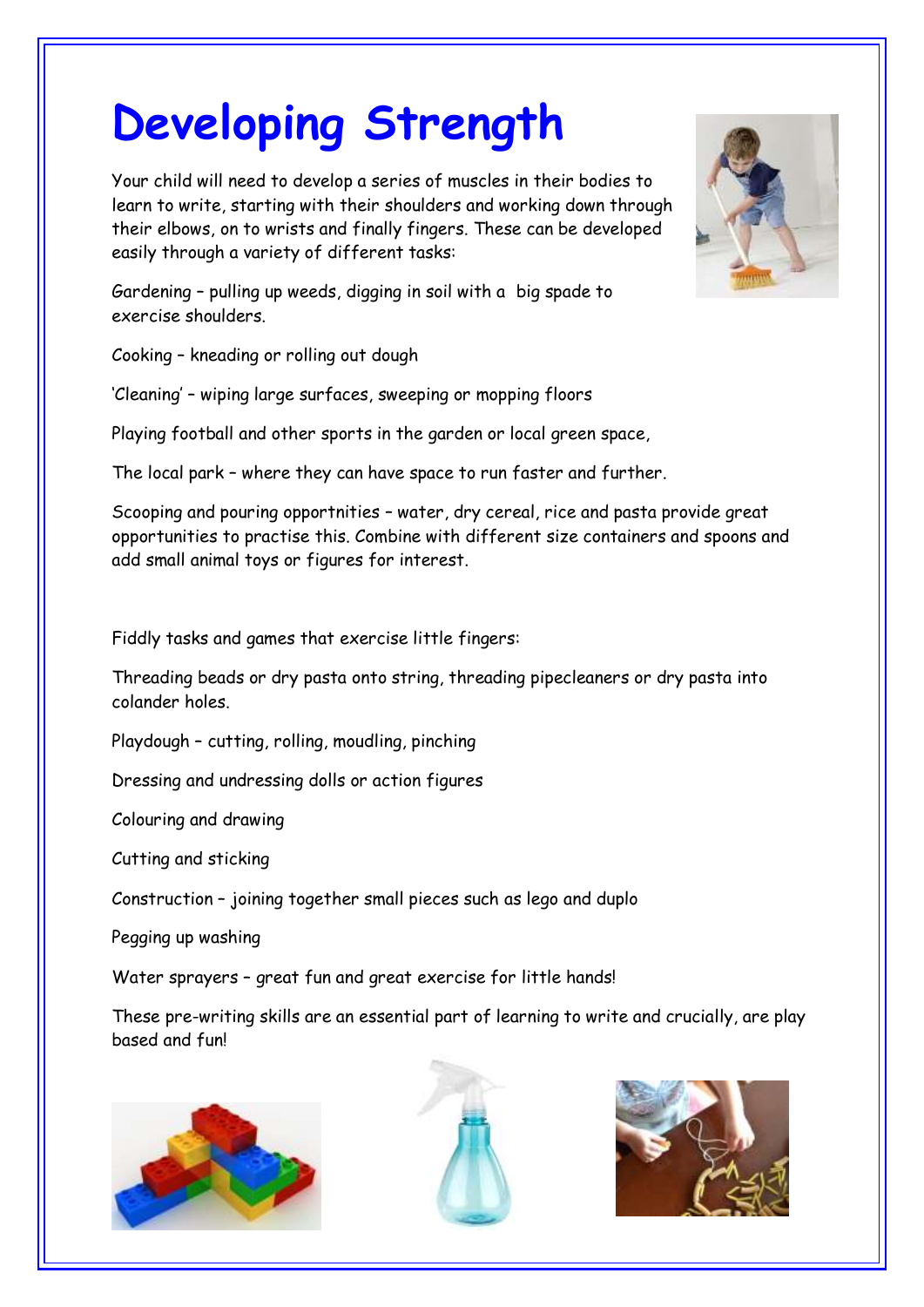# Developing Strength

Your child will need to develop a series of muscles in their bodies to learn to write, starting with their shoulders and working down through their elbows, on to wrists and finally fingers. These can be developed easily through a variety of different tasks:

Gardening – pulling up weeds, digging in soil with a  big spade to exercise shoulders.

Cooking – kneading or rolling out dough

'Cleaning' – wiping large surfaces, sweeping or mopping floors

Playing football and other sports in the garden or local green space,

The local park – where they can have space to run faster and further.

Scooping and pouring opportnities – water, dry cereal, rice and pasta provide great opportunities to practise this. Combine with different size containers and spoons and add small animal toys or figures for interest.

Fiddly tasks and games that exercise little fingers:

Threading beads or dry pasta onto string, threading pipecleaners or dry pasta into colander holes.

Playdough – cutting, rolling, moudling, pinching

Dressing and undressing dolls or action figures

Colouring and drawing

Cutting and sticking

Construction – joining together small pieces such as lego and duplo

Pegging up washing

Water sprayers – great fun and great exercise for little hands!

These pre-writing skills are an essential part of learning to write and crucially, are play based and fun!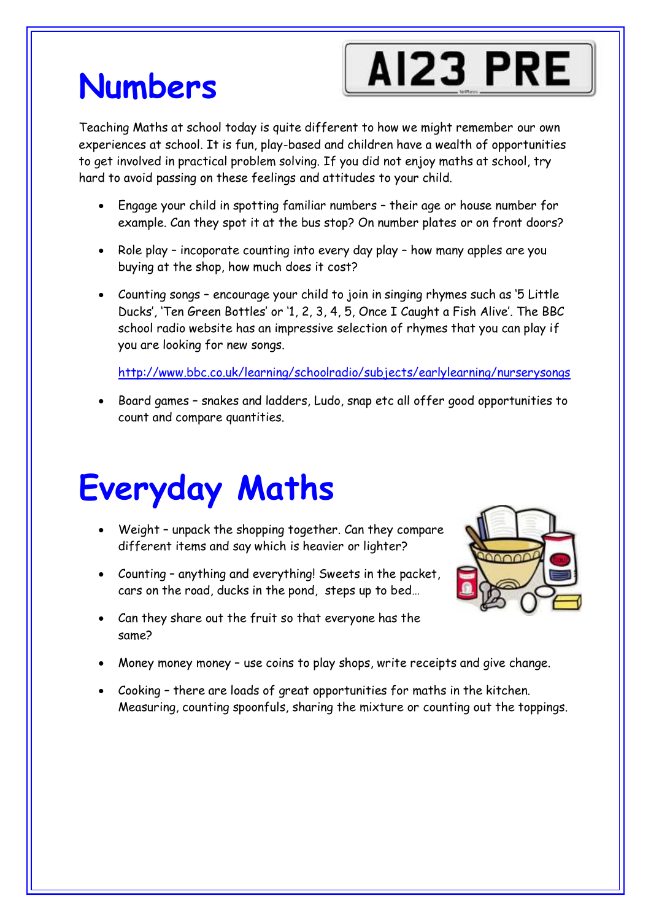# Numbers

Teaching Maths at school today is quite different to how we might remember our own experiences at school. It is fun, play-based and children have a wealth of opportunities to get involved in practical problem solving. If you did not enjoy maths at school, try hard to avoid passing on these feelings and attitudes to your child.

- Engage your child in spotting familiar numbers – their age or house number for example. Can they spot it at the bus stop? On number plates or on front doors?
- Role play – incoporate counting into every day play – how many apples are you buying at the shop, how much does it cost?
- Counting songs – encourage your child to join in singing rhymes such as '5 Little Ducks', 'Ten Green Bottles' or '1, 2, 3, 4, 5, Once I Caught a Fish Alive'. The BBC school radio website has an impressive selection of rhymes that you can play if you are looking for new songs.

  http://www.bbc.co.uk/learning/schoolradio/subjects/earlylearning/nurserysongs

- Board games – snakes and ladders, Ludo, snap etc all offer good opportunities to count and compare quantities.

# Everyday Maths

- Weight – unpack the shopping together. Can they compare different items and say which is heavier or lighter?
- Counting – anything and everything! Sweets in the packet, cars on the road, ducks in the pond, steps up to bed…
- Can they share out the fruit so that everyone has the same?
- Money money money – use coins to play shops, write receipts and give change.
- Cooking – there are loads of great opportunities for maths in the kitchen. Measuring, counting spoonfuls, sharing the mixture or counting out the toppings.